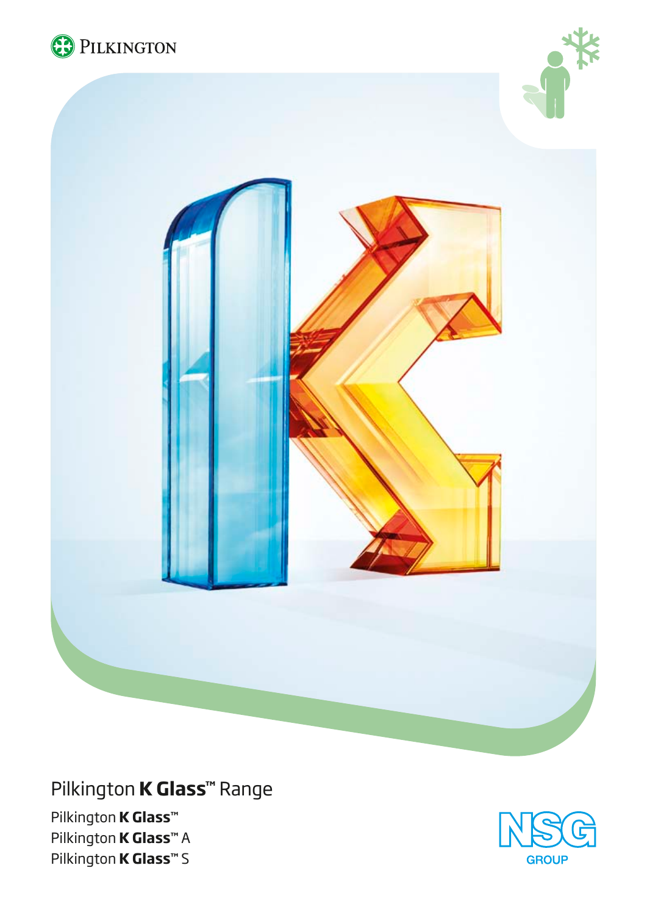Pilkington

# Pilkington **K Glass**™ Range

Pilkington **K Glass**™
Pilkington **K Glass**™ A
Pilkington **K Glass**™ S

NSG GROUP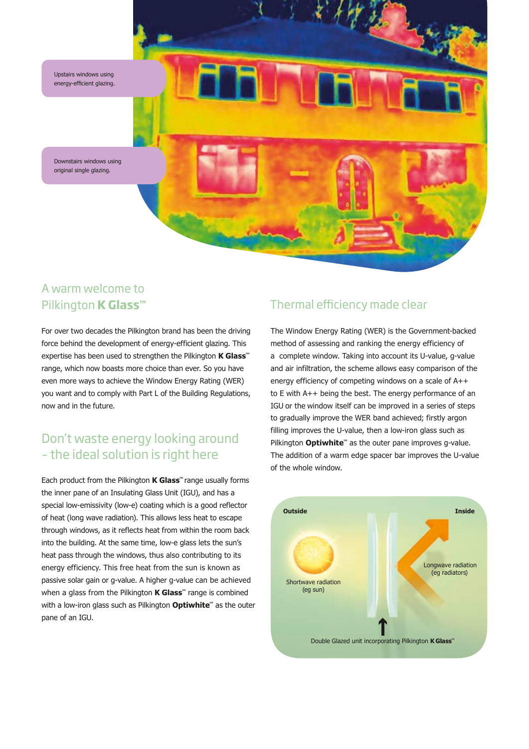Upstairs windows using energy-efficient glazing.

Downstairs windows using original single glazing.

## A warm welcome to Pilkington **K Glass**™

For over two decades the Pilkington brand has been the driving force behind the development of energy-efficient glazing. This expertise has been used to strengthen the Pilkington **K Glass**™ range, which now boasts more choice than ever. So you have even more ways to achieve the Window Energy Rating (WER) you want and to comply with Part L of the Building Regulations, now and in the future.

## Don't waste energy looking around – the ideal solution is right here

Each product from the Pilkington **K Glass**™ range usually forms the inner pane of an Insulating Glass Unit (IGU), and has a special low-emissivity (low-e) coating which is a good reflector of heat (long wave radiation). This allows less heat to escape through windows, as it reflects heat from within the room back into the building. At the same time, low-e glass lets the sun's heat pass through the windows, thus also contributing to its energy efficiency. This free heat from the sun is known as passive solar gain or g-value. A higher g-value can be achieved when a glass from the Pilkington **K Glass**™ range is combined with a low-iron glass such as Pilkington **Optiwhite**™ as the outer pane of an IGU.

## Thermal efficiency made clear

The Window Energy Rating (WER) is the Government-backed method of assessing and ranking the energy efficiency of a complete window. Taking into account its U-value, g-value and air infiltration, the scheme allows easy comparison of the energy efficiency of competing windows on a scale of A++ to E with A++ being the best. The energy performance of an IGU or the window itself can be improved in a series of steps to gradually improve the WER band achieved; firstly argon filling improves the U-value, then a low-iron glass such as Pilkington **Optiwhite**™ as the outer pane improves g-value. The addition of a warm edge spacer bar improves the U-value of the whole window.

Outside

Inside

Shortwave radiation (eg sun)

Longwave radiation (eg radiators)

Double Glazed unit incorporating Pilkington **K Glass**™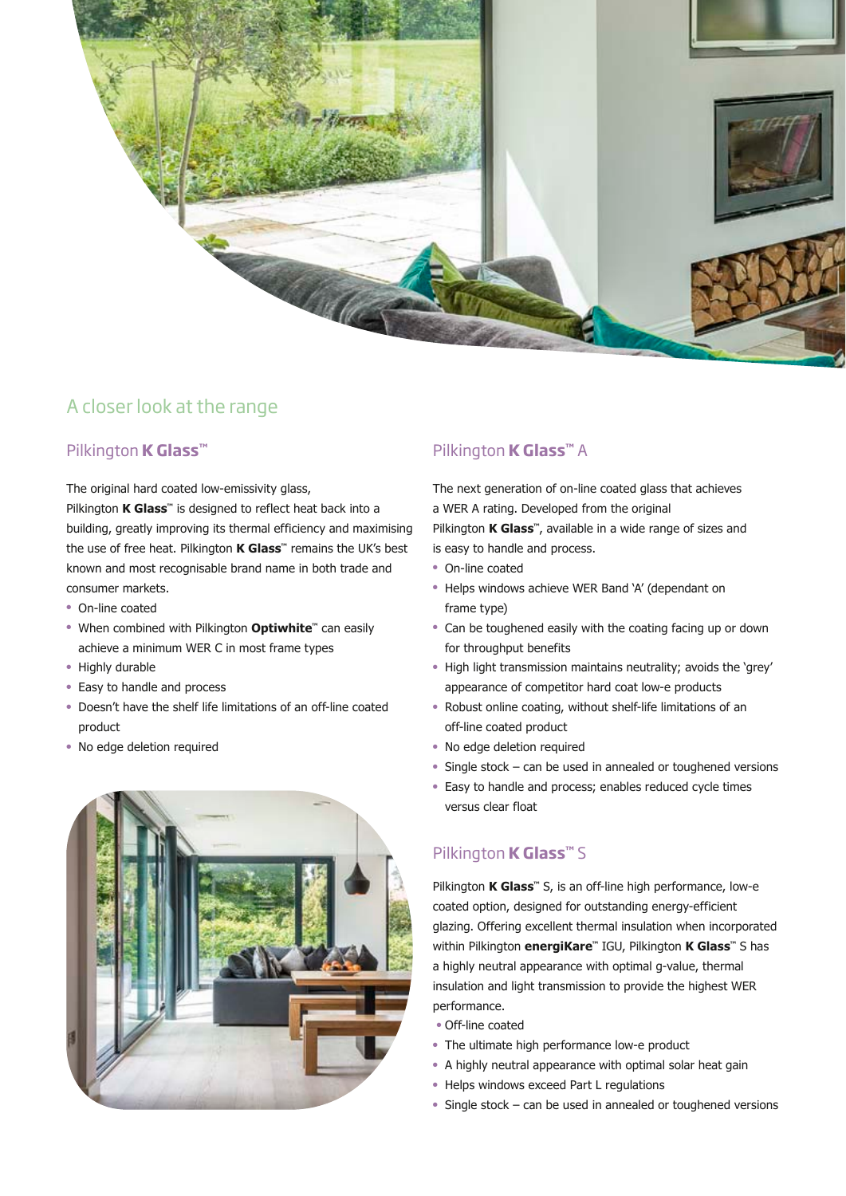## A closer look at the range

### Pilkington **K Glass**™

The original hard coated low-emissivity glass, Pilkington **K Glass**™ is designed to reflect heat back into a building, greatly improving its thermal efficiency and maximising the use of free heat. Pilkington **K Glass**™ remains the UK's best known and most recognisable brand name in both trade and consumer markets.

- On-line coated
- When combined with Pilkington **Optiwhite**™ can easily achieve a minimum WER C in most frame types
- Highly durable
- Easy to handle and process
- Doesn't have the shelf life limitations of an off-line coated product
- No edge deletion required

### Pilkington **K Glass**™ A

The next generation of on-line coated glass that achieves a WER A rating. Developed from the original Pilkington **K Glass**™, available in a wide range of sizes and is easy to handle and process.

- On-line coated
- Helps windows achieve WER Band 'A' (dependant on frame type)
- Can be toughened easily with the coating facing up or down for throughput benefits
- High light transmission maintains neutrality; avoids the 'grey' appearance of competitor hard coat low-e products
- Robust online coating, without shelf-life limitations of an off-line coated product
- No edge deletion required
- Single stock – can be used in annealed or toughened versions
- Easy to handle and process; enables reduced cycle times versus clear float

### Pilkington **K Glass**™ S

Pilkington **K Glass**™ S, is an off-line high performance, low-e coated option, designed for outstanding energy-efficient glazing. Offering excellent thermal insulation when incorporated within Pilkington **energiKare**™ IGU, Pilkington **K Glass**™ S has a highly neutral appearance with optimal g-value, thermal insulation and light transmission to provide the highest WER performance.

- Off-line coated
- The ultimate high performance low-e product
- A highly neutral appearance with optimal solar heat gain
- Helps windows exceed Part L regulations
- Single stock – can be used in annealed or toughened versions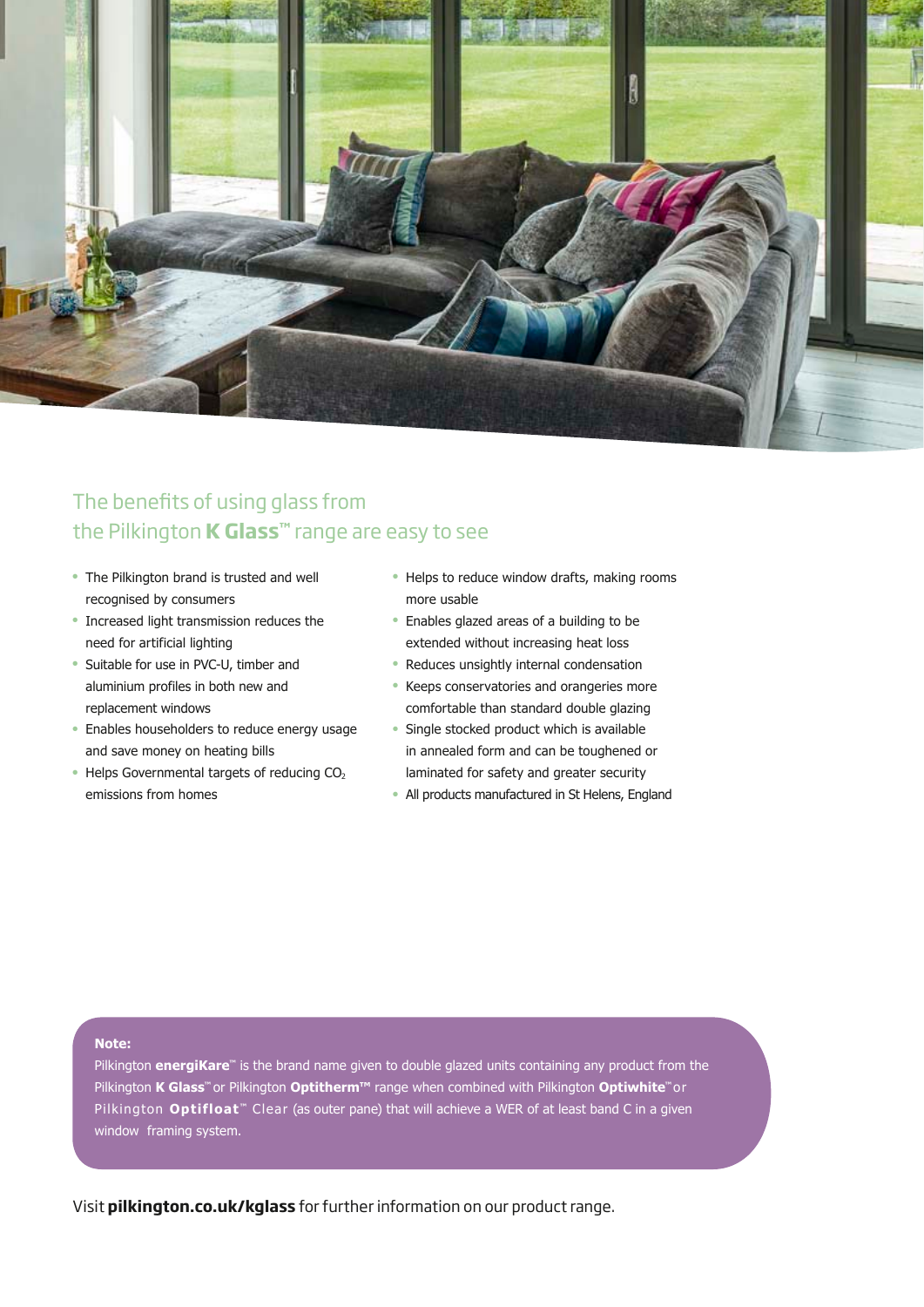## The benefits of using glass from the Pilkington **K Glass**™ range are easy to see

- The Pilkington brand is trusted and well recognised by consumers
- Increased light transmission reduces the need for artificial lighting
- Suitable for use in PVC-U, timber and aluminium profiles in both new and replacement windows
- Enables householders to reduce energy usage and save money on heating bills
- Helps Governmental targets of reducing $CO_2$ emissions from homes
- Helps to reduce window drafts, making rooms more usable
- Enables glazed areas of a building to be extended without increasing heat loss
- Reduces unsightly internal condensation
- Keeps conservatories and orangeries more comfortable than standard double glazing
- Single stocked product which is available in annealed form and can be toughened or laminated for safety and greater security
- All products manufactured in St Helens, England

**Note:**
Pilkington **energiKare**™ is the brand name given to double glazed units containing any product from the Pilkington **K Glass**™ or Pilkington **Optitherm**™ range when combined with Pilkington **Optiwhite**™ or Pilkington **Optifloat**™ Clear (as outer pane) that will achieve a WER of at least band C in a given window framing system.

Visit **pilkington.co.uk/kglass** for further information on our product range.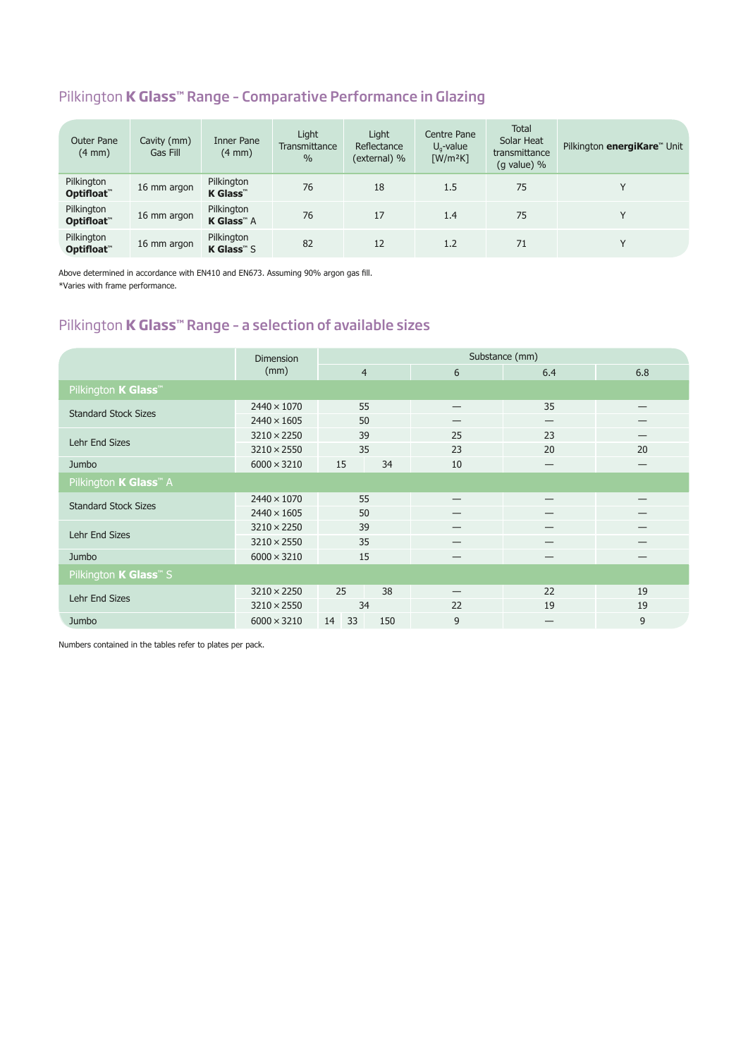## Pilkington **K Glass™** Range – Comparative Performance in Glazing

| Outer Pane (4 mm) | Cavity (mm) Gas Fill | Inner Pane (4 mm) | Light Transmittance % | Light Reflectance (external) % | Centre Pane $U_g$-value [W/m$^2$K] | Total Solar Heat transmittance (g value) % | Pilkington **energiKare™** Unit |
|---|---|---|---|---|---|---|---|
| Pilkington **Optifloat™** | 16 mm argon | Pilkington **K Glass™** | 76 | 18 | 1.5 | 75 | Y |
| Pilkington **Optifloat™** | 16 mm argon | Pilkington **K Glass™** A | 76 | 17 | 1.4 | 75 | Y |
| Pilkington **Optifloat™** | 16 mm argon | Pilkington **K Glass™** S | 82 | 12 | 1.2 | 71 | Y |

Above determined in accordance with EN410 and EN673. Assuming 90% argon gas fill.
*Varies with frame performance.

## Pilkington **K Glass™** Range – a selection of available sizes

| | Dimension (mm) | Substance (mm) | | | |
|---|---|---|---|---|---|
| | | 4 | 6 | 6.4 | 6.8 |
| **Pilkington K Glass™** | | | | | |
| Standard Stock Sizes | 2440 × 1070 | 55 | — | 35 | — |
| | 2440 × 1605 | 50 | — | — | — |
| Lehr End Sizes | 3210 × 2250 | 39 | 25 | 23 | — |
| | 3210 × 2550 | 35 | 23 | 20 | 20 |
| Jumbo | 6000 × 3210 | 15 34 | 10 | — | — |
| **Pilkington K Glass™ A** | | | | | |
| Standard Stock Sizes | 2440 × 1070 | 55 | — | — | — |
| | 2440 × 1605 | 50 | — | — | — |
| Lehr End Sizes | 3210 × 2250 | 39 | — | — | — |
| | 3210 × 2550 | 35 | — | — | — |
| Jumbo | 6000 × 3210 | 15 | — | — | — |
| **Pilkington K Glass™ S** | | | | | |
| Lehr End Sizes | 3210 × 2250 | 25 38 | — | 22 | 19 |
| | 3210 × 2550 | 34 | 22 | 19 | 19 |
| Jumbo | 6000 × 3210 | 14 33 150 | 9 | — | 9 |

Numbers contained in the tables refer to plates per pack.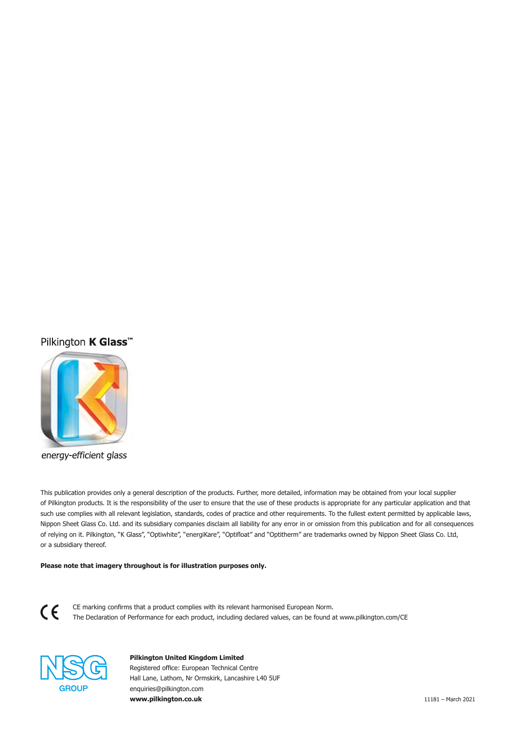Pilkington **K Glass**™

*energy-efficient glass*

This publication provides only a general description of the products. Further, more detailed, information may be obtained from your local supplier of Pilkington products. It is the responsibility of the user to ensure that the use of these products is appropriate for any particular application and that such use complies with all relevant legislation, standards, codes of practice and other requirements. To the fullest extent permitted by applicable laws, Nippon Sheet Glass Co. Ltd. and its subsidiary companies disclaim all liability for any error in or omission from this publication and for all consequences of relying on it. Pilkington, "K Glass", "Optiwhite", "energiKare", "Optifloat" and "Optitherm" are trademarks owned by Nippon Sheet Glass Co. Ltd, or a subsidiary thereof.

**Please note that imagery throughout is for illustration purposes only.**

CE marking confirms that a product complies with its relevant harmonised European Norm.
The Declaration of Performance for each product, including declared values, can be found at www.pilkington.com/CE

NSG GROUP

**Pilkington United Kingdom Limited**
Registered office: European Technical Centre
Hall Lane, Lathom, Nr Ormskirk, Lancashire L40 5UF
enquiries@pilkington.com
**www.pilkington.co.uk**

11181 – March 2021